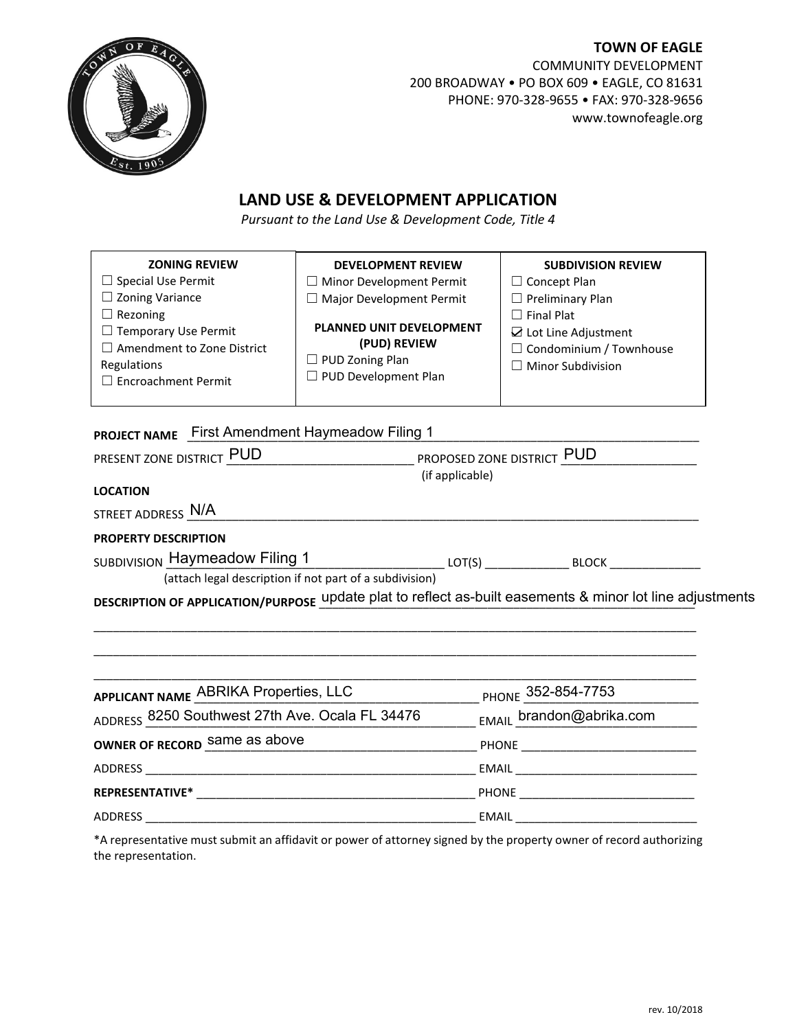**TOWN OF EAGLE**
COMMUNITY DEVELOPMENT
200 BROADWAY • PO BOX 609 • EAGLE, CO 81631
PHONE: 970-328-9655 • FAX: 970-328-9656
www.townofeagle.org

# LAND USE & DEVELOPMENT APPLICATION

*Pursuant to the Land Use & Development Code, Title 4*

| ZONING REVIEW | DEVELOPMENT REVIEW | SUBDIVISION REVIEW |
|---|---|---|
| ☐ Special Use Permit | ☐ Minor Development Permit | ☐ Concept Plan |
| ☐ Zoning Variance | ☐ Major Development Permit | ☐ Preliminary Plan |
| ☐ Rezoning | **PLANNED UNIT DEVELOPMENT (PUD) REVIEW** | ☐ Final Plat |
| ☐ Temporary Use Permit | ☐ PUD Zoning Plan | ☑ Lot Line Adjustment |
| ☐ Amendment to Zone District Regulations | ☐ PUD Development Plan | ☐ Condominium / Townhouse |
| ☐ Encroachment Permit | | ☐ Minor Subdivision |

**PROJECT NAME** First Amendment Haymeadow Filing 1

PRESENT ZONE DISTRICT PUD PROPOSED ZONE DISTRICT PUD (if applicable)

**LOCATION**

STREET ADDRESS N/A

**PROPERTY DESCRIPTION**

SUBDIVISION Haymeadow Filing 1 LOT(S) ____________ BLOCK ____________
(attach legal description if not part of a subdivision)

**DESCRIPTION OF APPLICATION/PURPOSE** update plat to reflect as-built easements & minor lot line adjustments

**APPLICANT NAME** ABRIKA Properties, LLC PHONE 352-854-7753

ADDRESS 8250 Southwest 27th Ave. Ocala FL 34476 EMAIL brandon@abrika.com

**OWNER OF RECORD** same as above PHONE ____________

ADDRESS ____________ EMAIL ____________

**REPRESENTATIVE*** ____________ PHONE ____________

ADDRESS ____________ EMAIL ____________

*A representative must submit an affidavit or power of attorney signed by the property owner of record authorizing the representation.

rev. 10/2018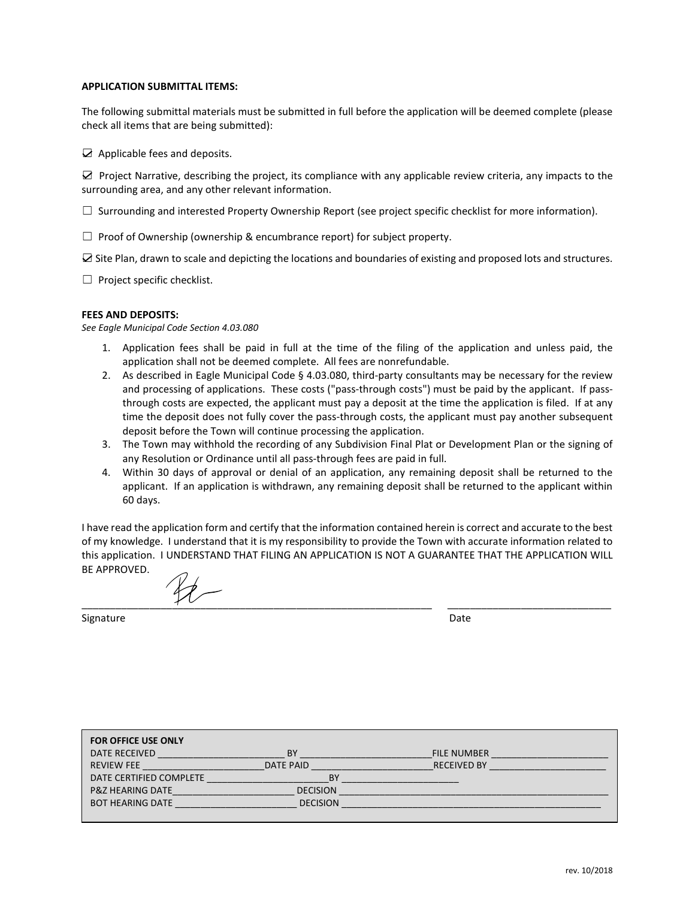**APPLICATION SUBMITTAL ITEMS:**

The following submittal materials must be submitted in full before the application will be deemed complete (please check all items that are being submitted):

☑ Applicable fees and deposits.

☑ Project Narrative, describing the project, its compliance with any applicable review criteria, any impacts to the surrounding area, and any other relevant information.

☐ Surrounding and interested Property Ownership Report (see project specific checklist for more information).

☐ Proof of Ownership (ownership & encumbrance report) for subject property.

☑ Site Plan, drawn to scale and depicting the locations and boundaries of existing and proposed lots and structures.

☐ Project specific checklist.

**FEES AND DEPOSITS:**

*See Eagle Municipal Code Section 4.03.080*

1. Application fees shall be paid in full at the time of the filing of the application and unless paid, the application shall not be deemed complete. All fees are nonrefundable.
2. As described in Eagle Municipal Code § 4.03.080, third-party consultants may be necessary for the review and processing of applications. These costs ("pass-through costs") must be paid by the applicant. If pass-through costs are expected, the applicant must pay a deposit at the time the application is filed. If at any time the deposit does not fully cover the pass-through costs, the applicant must pay another subsequent deposit before the Town will continue processing the application.
3. The Town may withhold the recording of any Subdivision Final Plat or Development Plan or the signing of any Resolution or Ordinance until all pass-through fees are paid in full.
4. Within 30 days of approval or denial of an application, any remaining deposit shall be returned to the applicant. If an application is withdrawn, any remaining deposit shall be returned to the applicant within 60 days.

I have read the application form and certify that the information contained herein is correct and accurate to the best of my knowledge. I understand that it is my responsibility to provide the Town with accurate information related to this application. I UNDERSTAND THAT FILING AN APPLICATION IS NOT A GUARANTEE THAT THE APPLICATION WILL BE APPROVED.

_______________________________ (signed) &nbsp;&nbsp;&nbsp;&nbsp; _______________________________

Signature &nbsp;&nbsp;&nbsp;&nbsp;&nbsp;&nbsp;&nbsp;&nbsp;&nbsp;&nbsp;&nbsp;&nbsp;&nbsp;&nbsp;&nbsp;&nbsp;&nbsp;&nbsp;&nbsp;&nbsp;&nbsp;&nbsp;&nbsp;&nbsp;&nbsp;&nbsp;&nbsp;&nbsp;&nbsp;&nbsp;&nbsp;&nbsp;&nbsp;&nbsp;&nbsp;&nbsp;&nbsp;&nbsp;&nbsp;&nbsp; Date

**FOR OFFICE USE ONLY**

| | | | | | |
|---|---|---|---|---|---|
| DATE RECEIVED | ________ | BY | ________ | FILE NUMBER | ________ |
| REVIEW FEE | ________ | DATE PAID | ________ | RECEIVED BY | ________ |
| DATE CERTIFIED COMPLETE | ________ | BY | ________ | | |
| P&Z HEARING DATE | ________ | DECISION | ________ | | |
| BOT HEARING DATE | ________ | DECISION | ________ | | |

rev. 10/2018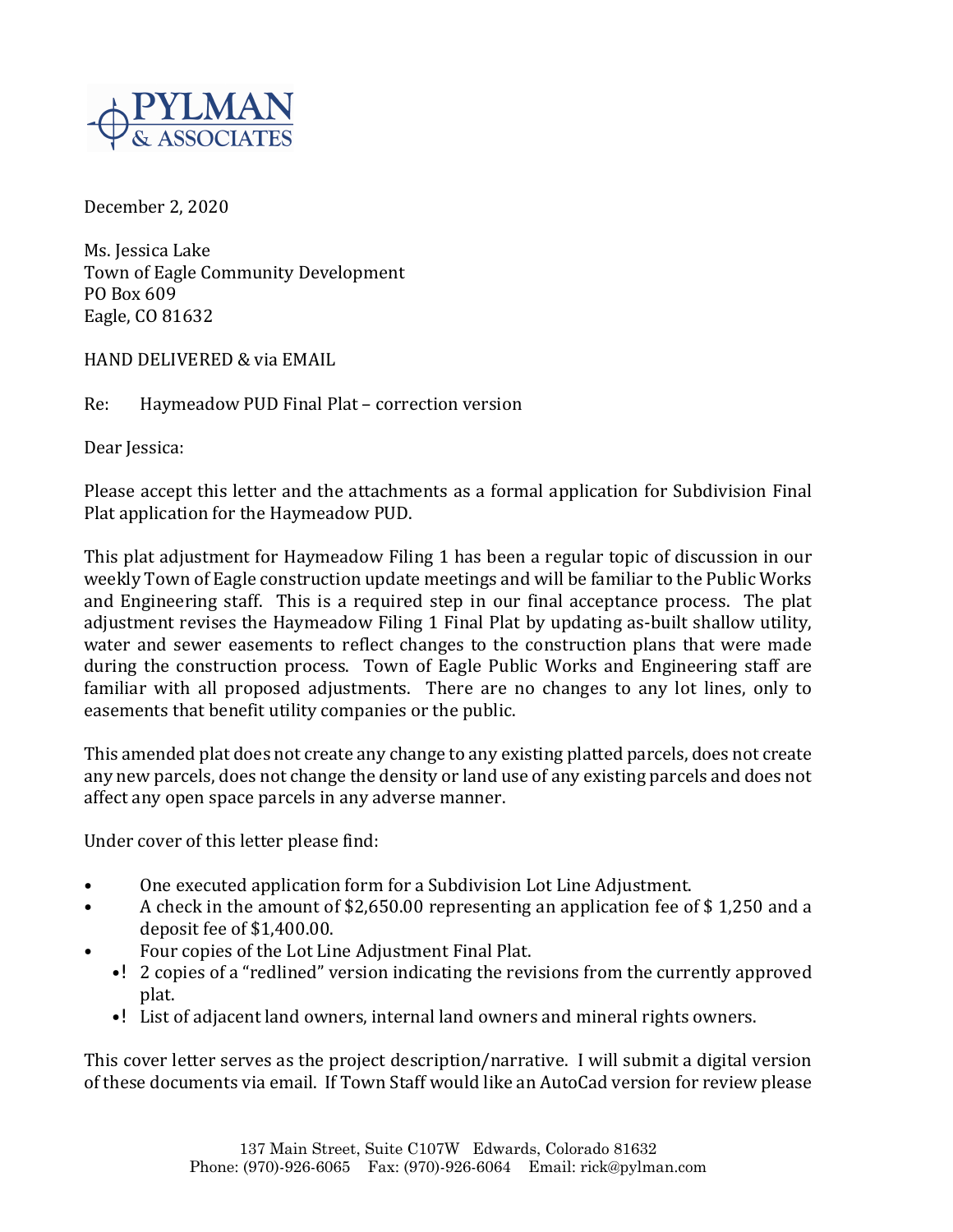December 2, 2020

Ms. Jessica Lake
Town of Eagle Community Development
PO Box 609
Eagle, CO 81632

HAND DELIVERED & via EMAIL

Re: Haymeadow PUD Final Plat – correction version

Dear Jessica:

Please accept this letter and the attachments as a formal application for Subdivision Final Plat application for the Haymeadow PUD.

This plat adjustment for Haymeadow Filing 1 has been a regular topic of discussion in our weekly Town of Eagle construction update meetings and will be familiar to the Public Works and Engineering staff. This is a required step in our final acceptance process. The plat adjustment revises the Haymeadow Filing 1 Final Plat by updating as-built shallow utility, water and sewer easements to reflect changes to the construction plans that were made during the construction process. Town of Eagle Public Works and Engineering staff are familiar with all proposed adjustments. There are no changes to any lot lines, only to easements that benefit utility companies or the public.

This amended plat does not create any change to any existing platted parcels, does not create any new parcels, does not change the density or land use of any existing parcels and does not affect any open space parcels in any adverse manner.

Under cover of this letter please find:

- One executed application form for a Subdivision Lot Line Adjustment.
- A check in the amount of $2,650.00 representing an application fee of $ 1,250 and a deposit fee of $1,400.00.
- Four copies of the Lot Line Adjustment Final Plat.
  - 2 copies of a "redlined" version indicating the revisions from the currently approved plat.
  - List of adjacent land owners, internal land owners and mineral rights owners.

This cover letter serves as the project description/narrative. I will submit a digital version of these documents via email. If Town Staff would like an AutoCad version for review please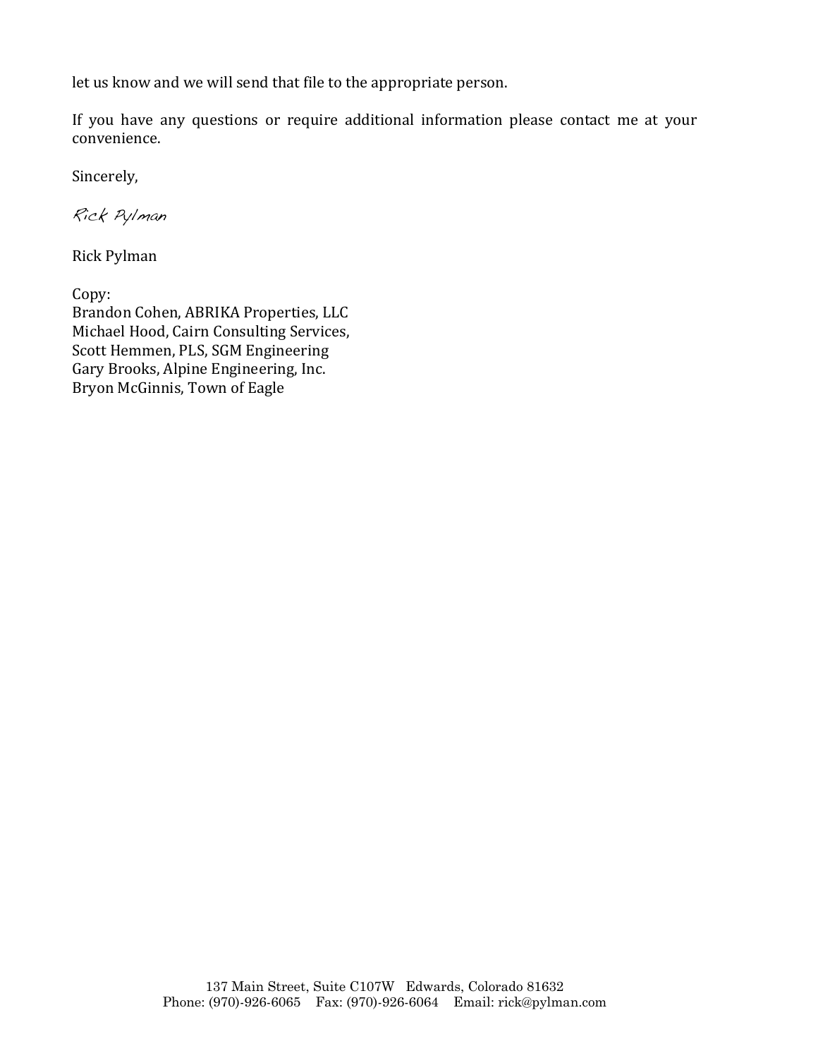let us know and we will send that file to the appropriate person.

If you have any questions or require additional information please contact me at your convenience.

Sincerely,

*Rick Pylman*

Rick Pylman

Copy:
Brandon Cohen, ABRIKA Properties, LLC
Michael Hood, Cairn Consulting Services,
Scott Hemmen, PLS, SGM Engineering
Gary Brooks, Alpine Engineering, Inc.
Bryon McGinnis, Town of Eagle

137 Main Street, Suite C107W Edwards, Colorado 81632
Phone: (970)-926-6065 Fax: (970)-926-6064 Email: rick@pylman.com